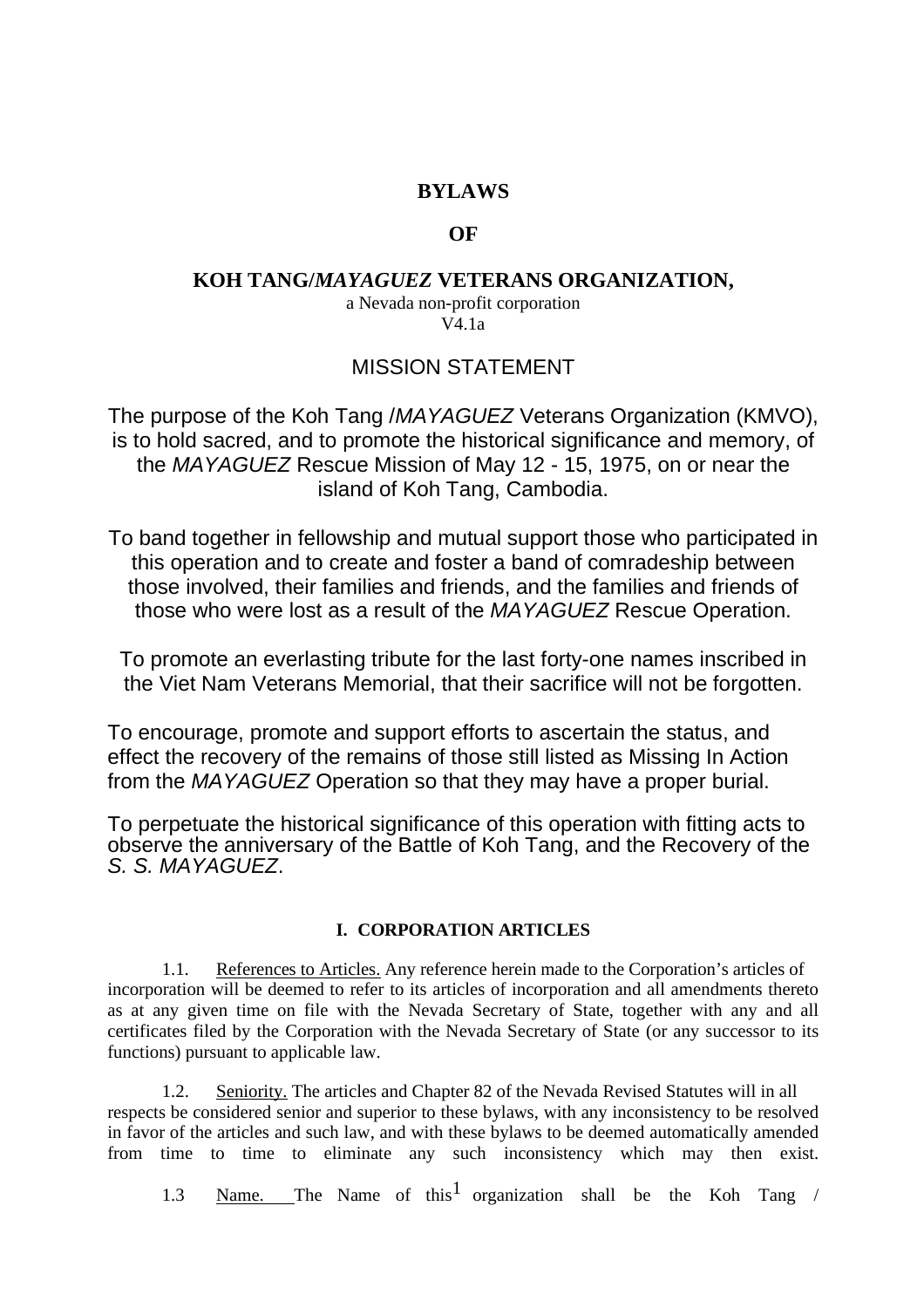# BYLAWS

# OF

# KOH TANG/*MAYAGUEZ* VETERANS ORGANIZATION,

a Nevada non-profit corporation
V4.1a

## MISSION STATEMENT

The purpose of the Koh Tang /*MAYAGUEZ* Veterans Organization (KMVO), is to hold sacred, and to promote the historical significance and memory, of the *MAYAGUEZ* Rescue Mission of May 12 - 15, 1975, on or near the island of Koh Tang, Cambodia.

To band together in fellowship and mutual support those who participated in this operation and to create and foster a band of comradeship between those involved, their families and friends, and the families and friends of those who were lost as a result of the *MAYAGUEZ* Rescue Operation.

To promote an everlasting tribute for the last forty-one names inscribed in the Viet Nam Veterans Memorial, that their sacrifice will not be forgotten.

To encourage, promote and support efforts to ascertain the status, and effect the recovery of the remains of those still listed as Missing In Action from the *MAYAGUEZ* Operation so that they may have a proper burial.

To perpetuate the historical significance of this operation with fitting acts to observe the anniversary of the Battle of Koh Tang, and the Recovery of the *S. S. MAYAGUEZ*.

### I. CORPORATION ARTICLES

1.1. References to Articles. Any reference herein made to the Corporation's articles of incorporation will be deemed to refer to its articles of incorporation and all amendments thereto as at any given time on file with the Nevada Secretary of State, together with any and all certificates filed by the Corporation with the Nevada Secretary of State (or any successor to its functions) pursuant to applicable law.

1.2. Seniority. The articles and Chapter 82 of the Nevada Revised Statutes will in all respects be considered senior and superior to these bylaws, with any inconsistency to be resolved in favor of the articles and such law, and with these bylaws to be deemed automatically amended from time to time to eliminate any such inconsistency which may then exist.

1.3 Name. The Name of this[1] organization shall be the Koh Tang /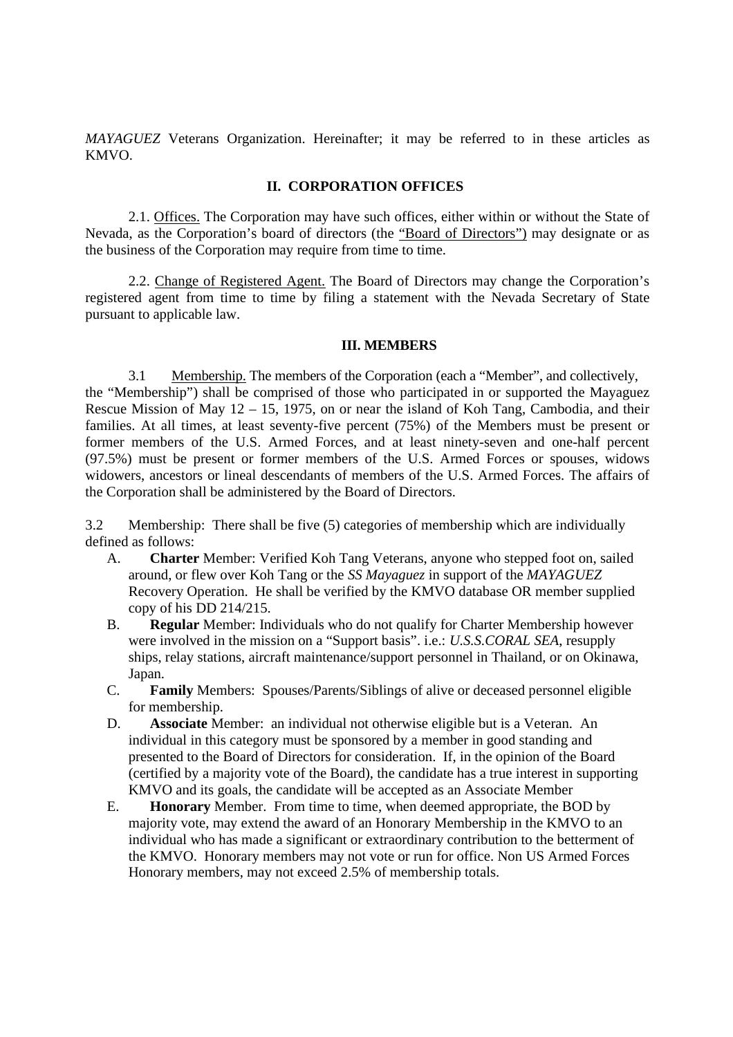*MAYAGUEZ* Veterans Organization. Hereinafter; it may be referred to in these articles as KMVO.

## II. CORPORATION OFFICES

2.1. Offices. The Corporation may have such offices, either within or without the State of Nevada, as the Corporation's board of directors (the "Board of Directors") may designate or as the business of the Corporation may require from time to time.

2.2. Change of Registered Agent. The Board of Directors may change the Corporation's registered agent from time to time by filing a statement with the Nevada Secretary of State pursuant to applicable law.

## III. MEMBERS

3.1 Membership. The members of the Corporation (each a "Member", and collectively, the "Membership") shall be comprised of those who participated in or supported the Mayaguez Rescue Mission of May 12 – 15, 1975, on or near the island of Koh Tang, Cambodia, and their families. At all times, at least seventy-five percent (75%) of the Members must be present or former members of the U.S. Armed Forces, and at least ninety-seven and one-half percent (97.5%) must be present or former members of the U.S. Armed Forces or spouses, widows widowers, ancestors or lineal descendants of members of the U.S. Armed Forces. The affairs of the Corporation shall be administered by the Board of Directors.

3.2 Membership: There shall be five (5) categories of membership which are individually defined as follows:

A. **Charter** Member: Verified Koh Tang Veterans, anyone who stepped foot on, sailed around, or flew over Koh Tang or the *SS Mayaguez* in support of the *MAYAGUEZ* Recovery Operation. He shall be verified by the KMVO database OR member supplied copy of his DD 214/215.

B. **Regular** Member: Individuals who do not qualify for Charter Membership however were involved in the mission on a "Support basis". i.e.: *U.S.S.CORAL SEA*, resupply ships, relay stations, aircraft maintenance/support personnel in Thailand, or on Okinawa, Japan.

C. **Family** Members: Spouses/Parents/Siblings of alive or deceased personnel eligible for membership.

D. **Associate** Member: an individual not otherwise eligible but is a Veteran. An individual in this category must be sponsored by a member in good standing and presented to the Board of Directors for consideration. If, in the opinion of the Board (certified by a majority vote of the Board), the candidate has a true interest in supporting KMVO and its goals, the candidate will be accepted as an Associate Member

E. **Honorary** Member. From time to time, when deemed appropriate, the BOD by majority vote, may extend the award of an Honorary Membership in the KMVO to an individual who has made a significant or extraordinary contribution to the betterment of the KMVO. Honorary members may not vote or run for office. Non US Armed Forces Honorary members, may not exceed 2.5% of membership totals.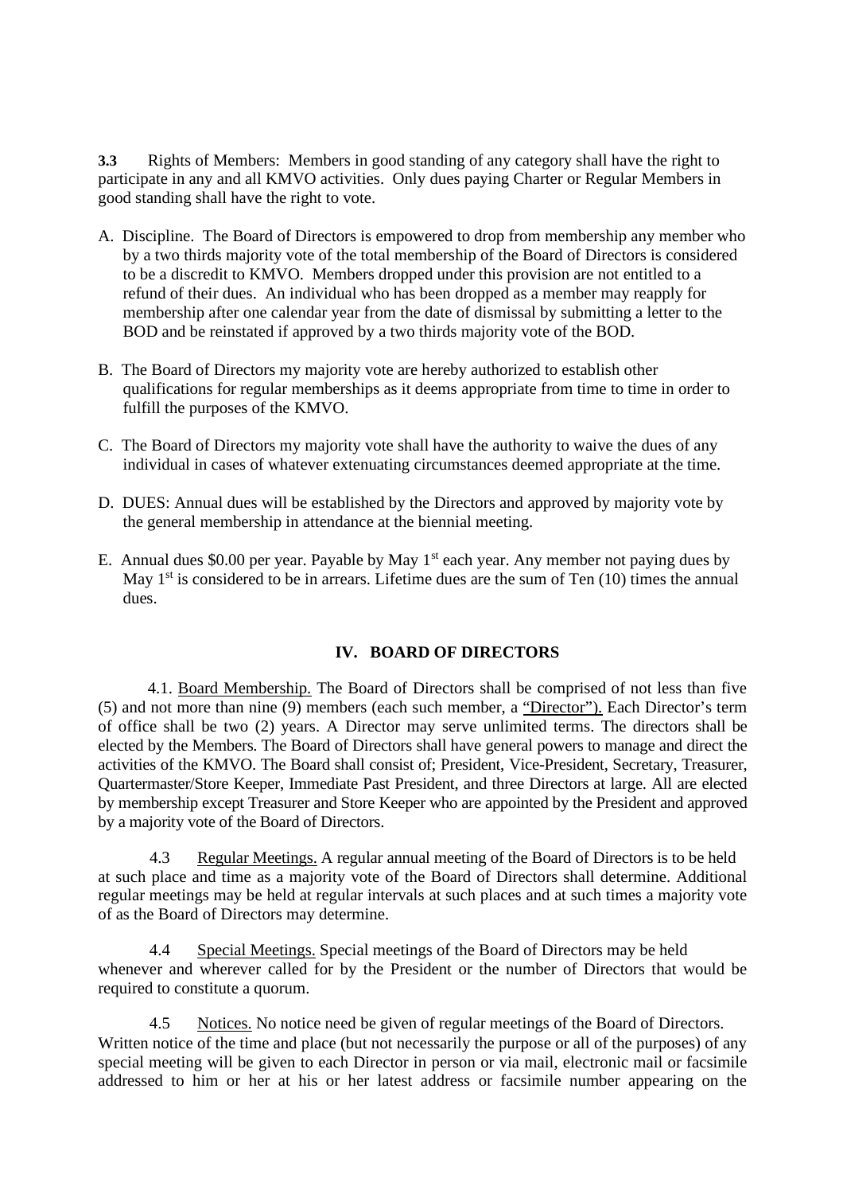**3.3** Rights of Members: Members in good standing of any category shall have the right to participate in any and all KMVO activities. Only dues paying Charter or Regular Members in good standing shall have the right to vote.

A. Discipline. The Board of Directors is empowered to drop from membership any member who by a two thirds majority vote of the total membership of the Board of Directors is considered to be a discredit to KMVO. Members dropped under this provision are not entitled to a refund of their dues. An individual who has been dropped as a member may reapply for membership after one calendar year from the date of dismissal by submitting a letter to the BOD and be reinstated if approved by a two thirds majority vote of the BOD.

B. The Board of Directors my majority vote are hereby authorized to establish other qualifications for regular memberships as it deems appropriate from time to time in order to fulfill the purposes of the KMVO.

C. The Board of Directors my majority vote shall have the authority to waive the dues of any individual in cases of whatever extenuating circumstances deemed appropriate at the time.

D. DUES: Annual dues will be established by the Directors and approved by majority vote by the general membership in attendance at the biennial meeting.

E. Annual dues $0.00 per year. Payable by May 1st each year. Any member not paying dues by May 1st is considered to be in arrears. Lifetime dues are the sum of Ten (10) times the annual dues.

## IV. BOARD OF DIRECTORS

4.1. Board Membership. The Board of Directors shall be comprised of not less than five (5) and not more than nine (9) members (each such member, a "Director"). Each Director's term of office shall be two (2) years. A Director may serve unlimited terms. The directors shall be elected by the Members. The Board of Directors shall have general powers to manage and direct the activities of the KMVO. The Board shall consist of; President, Vice-President, Secretary, Treasurer, Quartermaster/Store Keeper, Immediate Past President, and three Directors at large. All are elected by membership except Treasurer and Store Keeper who are appointed by the President and approved by a majority vote of the Board of Directors.

4.3 Regular Meetings. A regular annual meeting of the Board of Directors is to be held at such place and time as a majority vote of the Board of Directors shall determine. Additional regular meetings may be held at regular intervals at such places and at such times a majority vote of as the Board of Directors may determine.

4.4 Special Meetings. Special meetings of the Board of Directors may be held whenever and wherever called for by the President or the number of Directors that would be required to constitute a quorum.

4.5 Notices. No notice need be given of regular meetings of the Board of Directors. Written notice of the time and place (but not necessarily the purpose or all of the purposes) of any special meeting will be given to each Director in person or via mail, electronic mail or facsimile addressed to him or her at his or her latest address or facsimile number appearing on the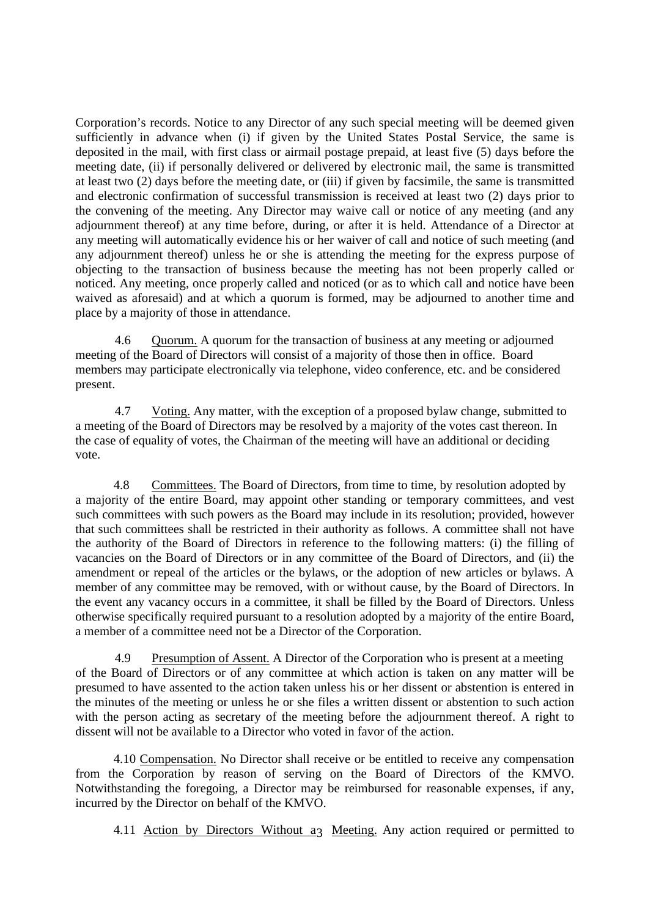Corporation's records. Notice to any Director of any such special meeting will be deemed given sufficiently in advance when (i) if given by the United States Postal Service, the same is deposited in the mail, with first class or airmail postage prepaid, at least five (5) days before the meeting date, (ii) if personally delivered or delivered by electronic mail, the same is transmitted at least two (2) days before the meeting date, or (iii) if given by facsimile, the same is transmitted and electronic confirmation of successful transmission is received at least two (2) days prior to the convening of the meeting. Any Director may waive call or notice of any meeting (and any adjournment thereof) at any time before, during, or after it is held. Attendance of a Director at any meeting will automatically evidence his or her waiver of call and notice of such meeting (and any adjournment thereof) unless he or she is attending the meeting for the express purpose of objecting to the transaction of business because the meeting has not been properly called or noticed. Any meeting, once properly called and noticed (or as to which call and notice have been waived as aforesaid) and at which a quorum is formed, may be adjourned to another time and place by a majority of those in attendance.

4.6 Quorum. A quorum for the transaction of business at any meeting or adjourned meeting of the Board of Directors will consist of a majority of those then in office. Board members may participate electronically via telephone, video conference, etc. and be considered present.

4.7 Voting. Any matter, with the exception of a proposed bylaw change, submitted to a meeting of the Board of Directors may be resolved by a majority of the votes cast thereon. In the case of equality of votes, the Chairman of the meeting will have an additional or deciding vote.

4.8 Committees. The Board of Directors, from time to time, by resolution adopted by a majority of the entire Board, may appoint other standing or temporary committees, and vest such committees with such powers as the Board may include in its resolution; provided, however that such committees shall be restricted in their authority as follows. A committee shall not have the authority of the Board of Directors in reference to the following matters: (i) the filling of vacancies on the Board of Directors or in any committee of the Board of Directors, and (ii) the amendment or repeal of the articles or the bylaws, or the adoption of new articles or bylaws. A member of any committee may be removed, with or without cause, by the Board of Directors. In the event any vacancy occurs in a committee, it shall be filled by the Board of Directors. Unless otherwise specifically required pursuant to a resolution adopted by a majority of the entire Board, a member of a committee need not be a Director of the Corporation.

4.9 Presumption of Assent. A Director of the Corporation who is present at a meeting of the Board of Directors or of any committee at which action is taken on any matter will be presumed to have assented to the action taken unless his or her dissent or abstention is entered in the minutes of the meeting or unless he or she files a written dissent or abstention to such action with the person acting as secretary of the meeting before the adjournment thereof. A right to dissent will not be available to a Director who voted in favor of the action.

4.10 Compensation. No Director shall receive or be entitled to receive any compensation from the Corporation by reason of serving on the Board of Directors of the KMVO. Notwithstanding the foregoing, a Director may be reimbursed for reasonable expenses, if any, incurred by the Director on behalf of the KMVO.

4.11 Action by Directors Without a Meeting. Any action required or permitted to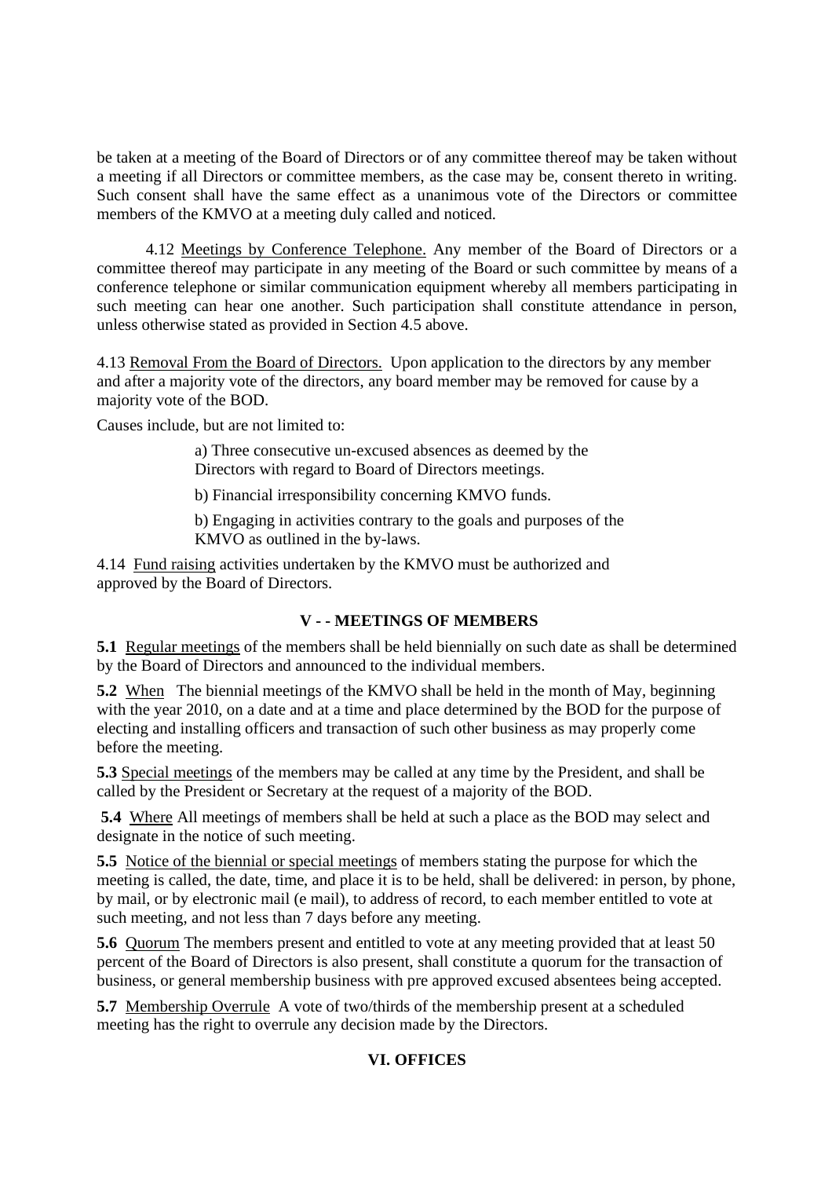be taken at a meeting of the Board of Directors or of any committee thereof may be taken without a meeting if all Directors or committee members, as the case may be, consent thereto in writing. Such consent shall have the same effect as a unanimous vote of the Directors or committee members of the KMVO at a meeting duly called and noticed.

4.12 Meetings by Conference Telephone. Any member of the Board of Directors or a committee thereof may participate in any meeting of the Board or such committee by means of a conference telephone or similar communication equipment whereby all members participating in such meeting can hear one another. Such participation shall constitute attendance in person, unless otherwise stated as provided in Section 4.5 above.

4.13 Removal From the Board of Directors. Upon application to the directors by any member and after a majority vote of the directors, any board member may be removed for cause by a majority vote of the BOD.

Causes include, but are not limited to:

a) Three consecutive un-excused absences as deemed by the Directors with regard to Board of Directors meetings.

b) Financial irresponsibility concerning KMVO funds.

b) Engaging in activities contrary to the goals and purposes of the KMVO as outlined in the by-laws.

4.14 Fund raising activities undertaken by the KMVO must be authorized and approved by the Board of Directors.

## V - - MEETINGS OF MEMBERS

**5.1** Regular meetings of the members shall be held biennially on such date as shall be determined by the Board of Directors and announced to the individual members.

**5.2** When The biennial meetings of the KMVO shall be held in the month of May, beginning with the year 2010, on a date and at a time and place determined by the BOD for the purpose of electing and installing officers and transaction of such other business as may properly come before the meeting.

**5.3** Special meetings of the members may be called at any time by the President, and shall be called by the President or Secretary at the request of a majority of the BOD.

**5.4** Where All meetings of members shall be held at such a place as the BOD may select and designate in the notice of such meeting.

**5.5** Notice of the biennial or special meetings of members stating the purpose for which the meeting is called, the date, time, and place it is to be held, shall be delivered: in person, by phone, by mail, or by electronic mail (e mail), to address of record, to each member entitled to vote at such meeting, and not less than 7 days before any meeting.

**5.6** Quorum The members present and entitled to vote at any meeting provided that at least 50 percent of the Board of Directors is also present, shall constitute a quorum for the transaction of business, or general membership business with pre approved excused absentees being accepted.

**5.7** Membership Overrule A vote of two/thirds of the membership present at a scheduled meeting has the right to overrule any decision made by the Directors.

## VI. OFFICES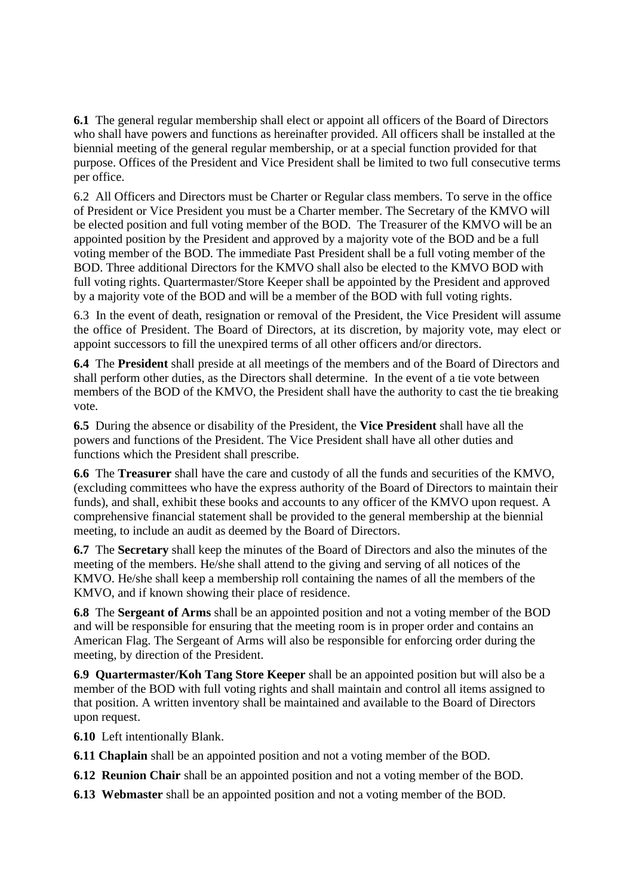**6.1** The general regular membership shall elect or appoint all officers of the Board of Directors who shall have powers and functions as hereinafter provided. All officers shall be installed at the biennial meeting of the general regular membership, or at a special function provided for that purpose. Offices of the President and Vice President shall be limited to two full consecutive terms per office.

6.2 All Officers and Directors must be Charter or Regular class members. To serve in the office of President or Vice President you must be a Charter member. The Secretary of the KMVO will be elected position and full voting member of the BOD. The Treasurer of the KMVO will be an appointed position by the President and approved by a majority vote of the BOD and be a full voting member of the BOD. The immediate Past President shall be a full voting member of the BOD. Three additional Directors for the KMVO shall also be elected to the KMVO BOD with full voting rights. Quartermaster/Store Keeper shall be appointed by the President and approved by a majority vote of the BOD and will be a member of the BOD with full voting rights.

6.3 In the event of death, resignation or removal of the President, the Vice President will assume the office of President. The Board of Directors, at its discretion, by majority vote, may elect or appoint successors to fill the unexpired terms of all other officers and/or directors.

**6.4** The **President** shall preside at all meetings of the members and of the Board of Directors and shall perform other duties, as the Directors shall determine. In the event of a tie vote between members of the BOD of the KMVO, the President shall have the authority to cast the tie breaking vote.

**6.5** During the absence or disability of the President, the **Vice President** shall have all the powers and functions of the President. The Vice President shall have all other duties and functions which the President shall prescribe.

**6.6** The **Treasurer** shall have the care and custody of all the funds and securities of the KMVO, (excluding committees who have the express authority of the Board of Directors to maintain their funds), and shall, exhibit these books and accounts to any officer of the KMVO upon request. A comprehensive financial statement shall be provided to the general membership at the biennial meeting, to include an audit as deemed by the Board of Directors.

**6.7** The **Secretary** shall keep the minutes of the Board of Directors and also the minutes of the meeting of the members. He/she shall attend to the giving and serving of all notices of the KMVO. He/she shall keep a membership roll containing the names of all the members of the KMVO, and if known showing their place of residence.

**6.8** The **Sergeant of Arms** shall be an appointed position and not a voting member of the BOD and will be responsible for ensuring that the meeting room is in proper order and contains an American Flag. The Sergeant of Arms will also be responsible for enforcing order during the meeting, by direction of the President.

**6.9 Quartermaster/Koh Tang Store Keeper** shall be an appointed position but will also be a member of the BOD with full voting rights and shall maintain and control all items assigned to that position. A written inventory shall be maintained and available to the Board of Directors upon request.

**6.10** Left intentionally Blank.

**6.11 Chaplain** shall be an appointed position and not a voting member of the BOD.

**6.12 Reunion Chair** shall be an appointed position and not a voting member of the BOD.

**6.13 Webmaster** shall be an appointed position and not a voting member of the BOD.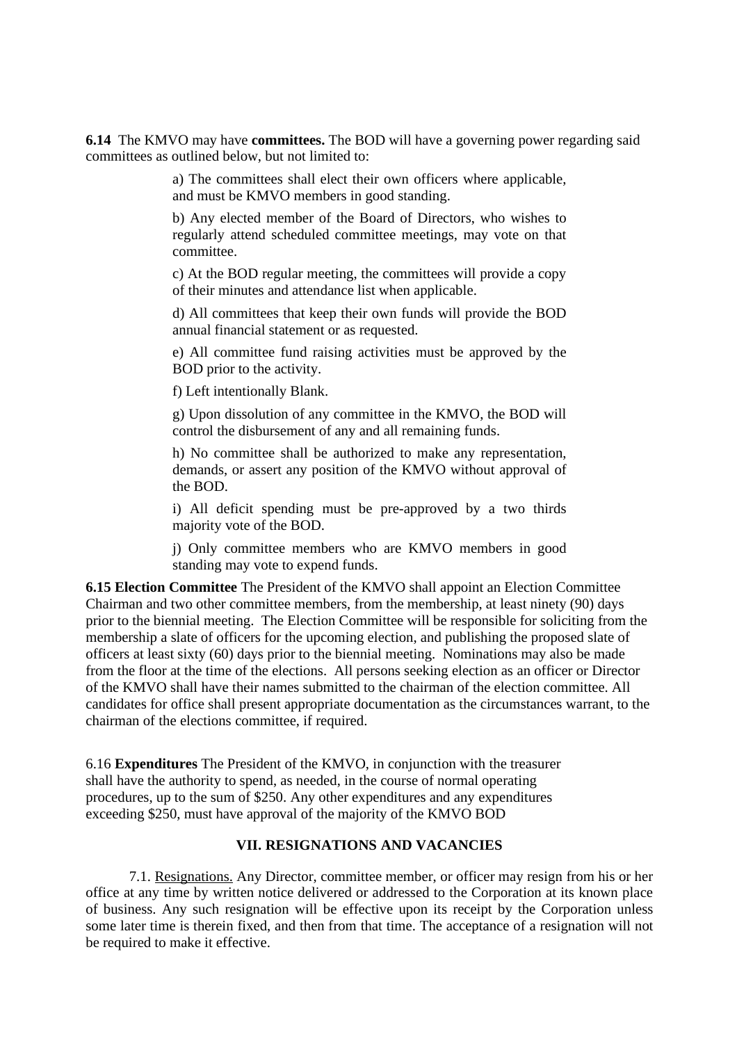**6.14** The KMVO may have **committees.** The BOD will have a governing power regarding said committees as outlined below, but not limited to:

a) The committees shall elect their own officers where applicable, and must be KMVO members in good standing.

b) Any elected member of the Board of Directors, who wishes to regularly attend scheduled committee meetings, may vote on that committee.

c) At the BOD regular meeting, the committees will provide a copy of their minutes and attendance list when applicable.

d) All committees that keep their own funds will provide the BOD annual financial statement or as requested.

e) All committee fund raising activities must be approved by the BOD prior to the activity.

f) Left intentionally Blank.

g) Upon dissolution of any committee in the KMVO, the BOD will control the disbursement of any and all remaining funds.

h) No committee shall be authorized to make any representation, demands, or assert any position of the KMVO without approval of the BOD.

i) All deficit spending must be pre-approved by a two thirds majority vote of the BOD.

j) Only committee members who are KMVO members in good standing may vote to expend funds.

**6.15 Election Committee** The President of the KMVO shall appoint an Election Committee Chairman and two other committee members, from the membership, at least ninety (90) days prior to the biennial meeting. The Election Committee will be responsible for soliciting from the membership a slate of officers for the upcoming election, and publishing the proposed slate of officers at least sixty (60) days prior to the biennial meeting. Nominations may also be made from the floor at the time of the elections. All persons seeking election as an officer or Director of the KMVO shall have their names submitted to the chairman of the election committee. All candidates for office shall present appropriate documentation as the circumstances warrant, to the chairman of the elections committee, if required.

6.16 **Expenditures** The President of the KMVO, in conjunction with the treasurer shall have the authority to spend, as needed, in the course of normal operating procedures, up to the sum of $250. Any other expenditures and any expenditures exceeding $250, must have approval of the majority of the KMVO BOD

## VII. RESIGNATIONS AND VACANCIES

7.1. <u>Resignations.</u> Any Director, committee member, or officer may resign from his or her office at any time by written notice delivered or addressed to the Corporation at its known place of business. Any such resignation will be effective upon its receipt by the Corporation unless some later time is therein fixed, and then from that time. The acceptance of a resignation will not be required to make it effective.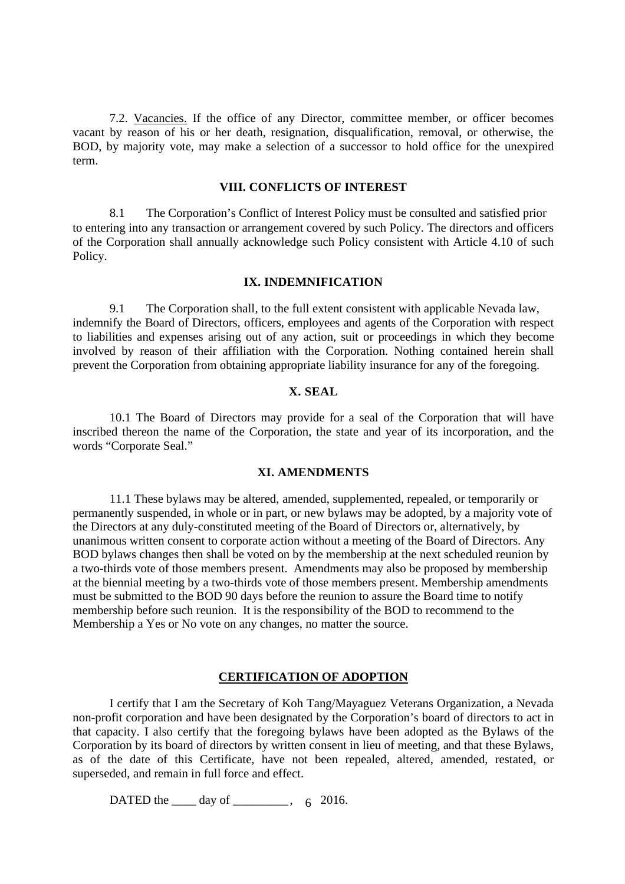7.2. Vacancies. If the office of any Director, committee member, or officer becomes vacant by reason of his or her death, resignation, disqualification, removal, or otherwise, the BOD, by majority vote, may make a selection of a successor to hold office for the unexpired term.

**VIII. CONFLICTS OF INTEREST**

8.1 The Corporation's Conflict of Interest Policy must be consulted and satisfied prior to entering into any transaction or arrangement covered by such Policy. The directors and officers of the Corporation shall annually acknowledge such Policy consistent with Article 4.10 of such Policy.

**IX. INDEMNIFICATION**

9.1 The Corporation shall, to the full extent consistent with applicable Nevada law, indemnify the Board of Directors, officers, employees and agents of the Corporation with respect to liabilities and expenses arising out of any action, suit or proceedings in which they become involved by reason of their affiliation with the Corporation. Nothing contained herein shall prevent the Corporation from obtaining appropriate liability insurance for any of the foregoing.

**X. SEAL**

10.1 The Board of Directors may provide for a seal of the Corporation that will have inscribed thereon the name of the Corporation, the state and year of its incorporation, and the words "Corporate Seal."

**XI. AMENDMENTS**

11.1 These bylaws may be altered, amended, supplemented, repealed, or temporarily or permanently suspended, in whole or in part, or new bylaws may be adopted, by a majority vote of the Directors at any duly-constituted meeting of the Board of Directors or, alternatively, by unanimous written consent to corporate action without a meeting of the Board of Directors. Any BOD bylaws changes then shall be voted on by the membership at the next scheduled reunion by a two-thirds vote of those members present. Amendments may also be proposed by membership at the biennial meeting by a two-thirds vote of those members present. Membership amendments must be submitted to the BOD 90 days before the reunion to assure the Board time to notify membership before such reunion. It is the responsibility of the BOD to recommend to the Membership a Yes or No vote on any changes, no matter the source.

**CERTIFICATION OF ADOPTION**

I certify that I am the Secretary of Koh Tang/Mayaguez Veterans Organization, a Nevada non-profit corporation and have been designated by the Corporation's board of directors to act in that capacity. I also certify that the foregoing bylaws have been adopted as the Bylaws of the Corporation by its board of directors by written consent in lieu of meeting, and that these Bylaws, as of the date of this Certificate, have not been repealed, altered, amended, restated, or superseded, and remain in full force and effect.

DATED the ____ day of _________, 2016.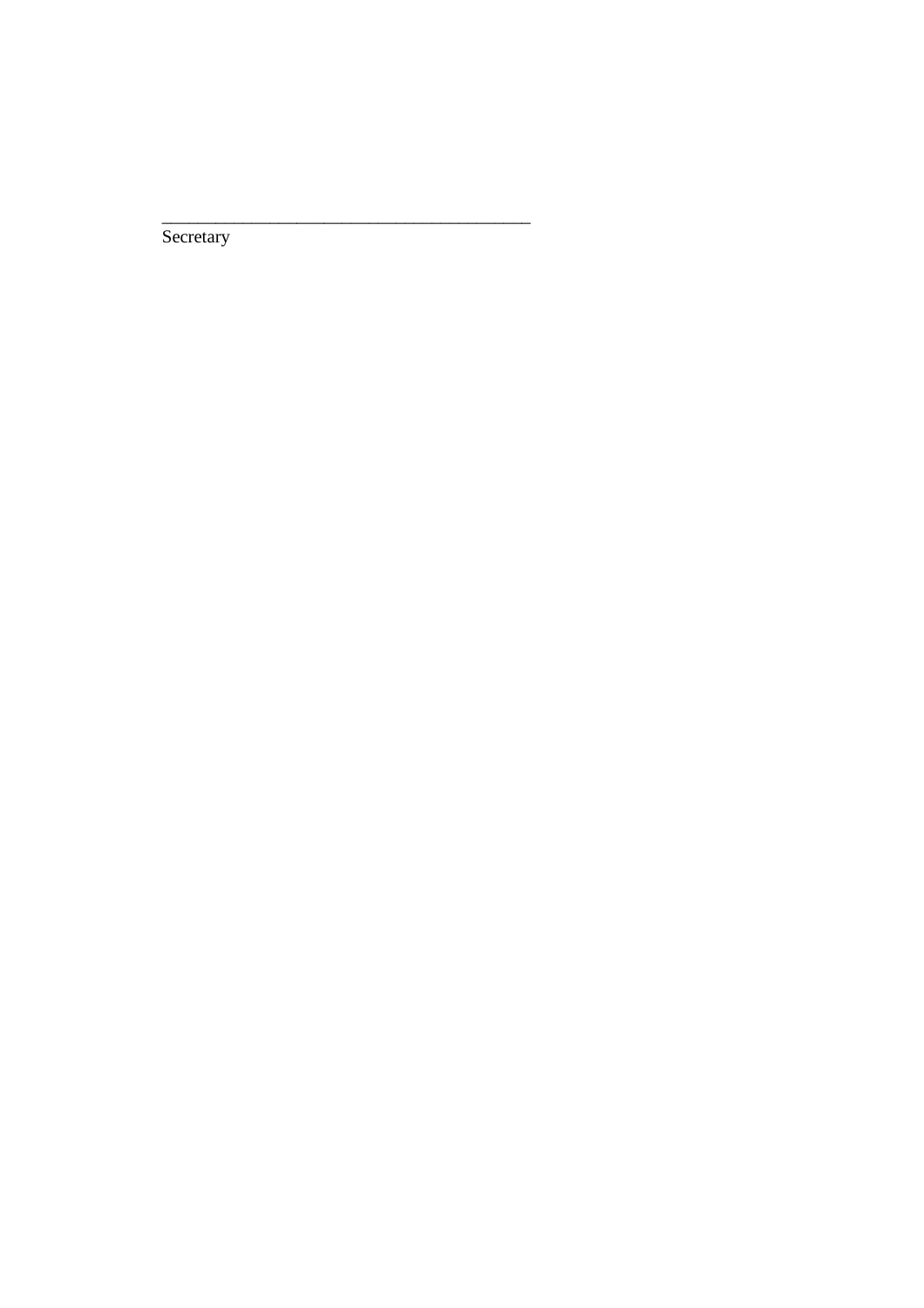\_\_\_\_\_\_\_\_\_\_\_\_\_\_\_\_\_\_\_\_\_\_\_\_\_\_\_\_\_\_\_\_\_\_\_\_\_\_\_\_\_\_\_

Secretary

___________________________________________

Secretary